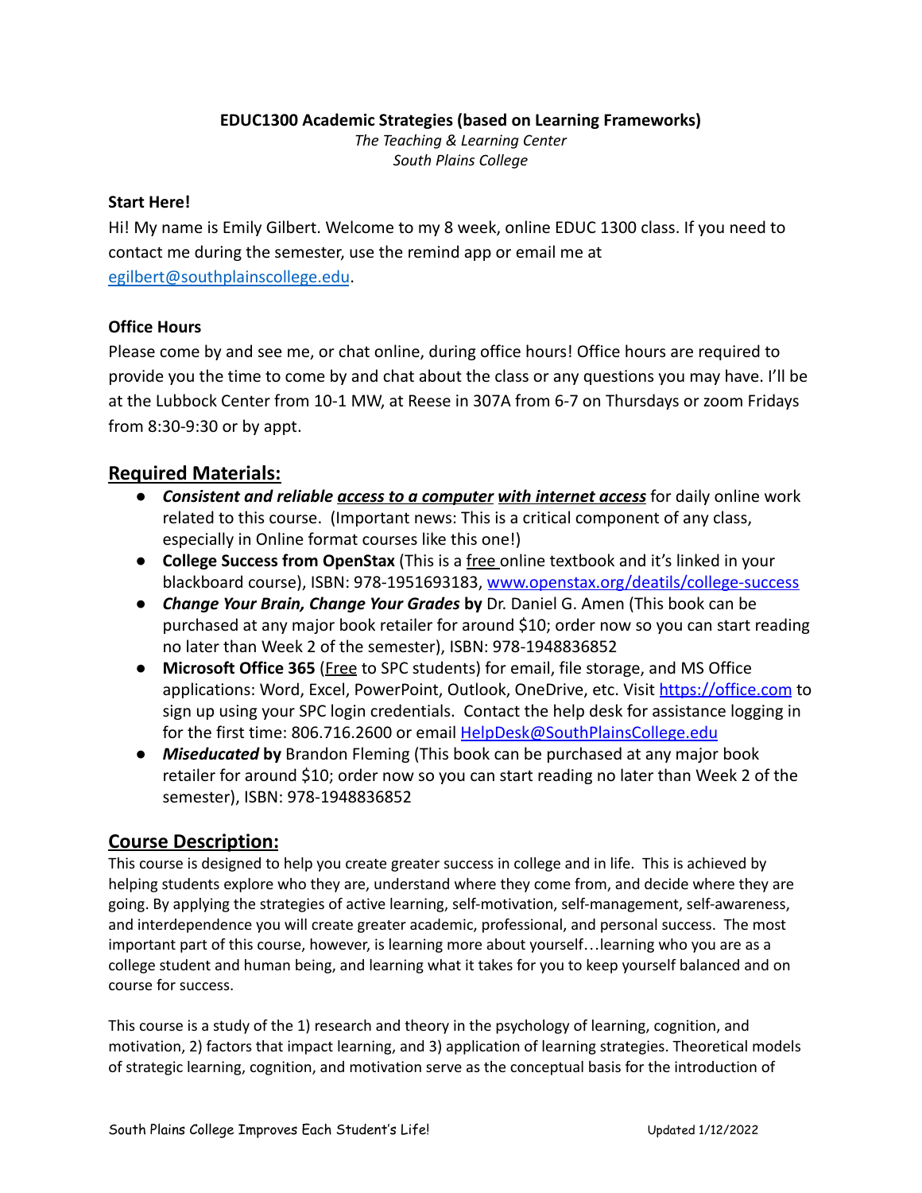**EDUC1300 Academic Strategies (based on Learning Frameworks)**

*The Teaching & Learning Center*

*South Plains College*

**Start Here!**

Hi! My name is Emily Gilbert. Welcome to my 8 week, online EDUC 1300 class. If you need to contact me during the semester, use the remind app or email me at [egilbert@southplainscollege.edu](mailto:egilbert@southplainscollege.edu).

**Office Hours**

Please come by and see me, or chat online, during office hours! Office hours are required to provide you the time to come by and chat about the class or any questions you may have. I'll be at the Lubbock Center from 10-1 MW, at Reese in 307A from 6-7 on Thursdays or zoom Fridays from 8:30-9:30 or by appt.

## Required Materials:

- ***Consistent and reliable access to a computer with internet access*** for daily online work related to this course. (Important news: This is a critical component of any class, especially in Online format courses like this one!)
- **College Success from OpenStax** (This is a free online textbook and it's linked in your blackboard course), ISBN: 978-1951693183, [www.openstax.org/deatils/college-success](www.openstax.org/deatils/college-success)
- ***Change Your Brain, Change Your Grades* by** Dr. Daniel G. Amen (This book can be purchased at any major book retailer for around $10; order now so you can start reading no later than Week 2 of the semester), ISBN: 978-1948836852
- **Microsoft Office 365** (Free to SPC students) for email, file storage, and MS Office applications: Word, Excel, PowerPoint, Outlook, OneDrive, etc. Visit [https://office.com](https://office.com) to sign up using your SPC login credentials. Contact the help desk for assistance logging in for the first time: 806.716.2600 or email [HelpDesk@SouthPlainsCollege.edu](mailto:HelpDesk@SouthPlainsCollege.edu)
- ***Miseducated* by** Brandon Fleming (This book can be purchased at any major book retailer for around $10; order now so you can start reading no later than Week 2 of the semester), ISBN: 978-1948836852

## Course Description:

This course is designed to help you create greater success in college and in life. This is achieved by helping students explore who they are, understand where they come from, and decide where they are going. By applying the strategies of active learning, self-motivation, self-management, self-awareness, and interdependence you will create greater academic, professional, and personal success. The most important part of this course, however, is learning more about yourself…learning who you are as a college student and human being, and learning what it takes for you to keep yourself balanced and on course for success.

This course is a study of the 1) research and theory in the psychology of learning, cognition, and motivation, 2) factors that impact learning, and 3) application of learning strategies. Theoretical models of strategic learning, cognition, and motivation serve as the conceptual basis for the introduction of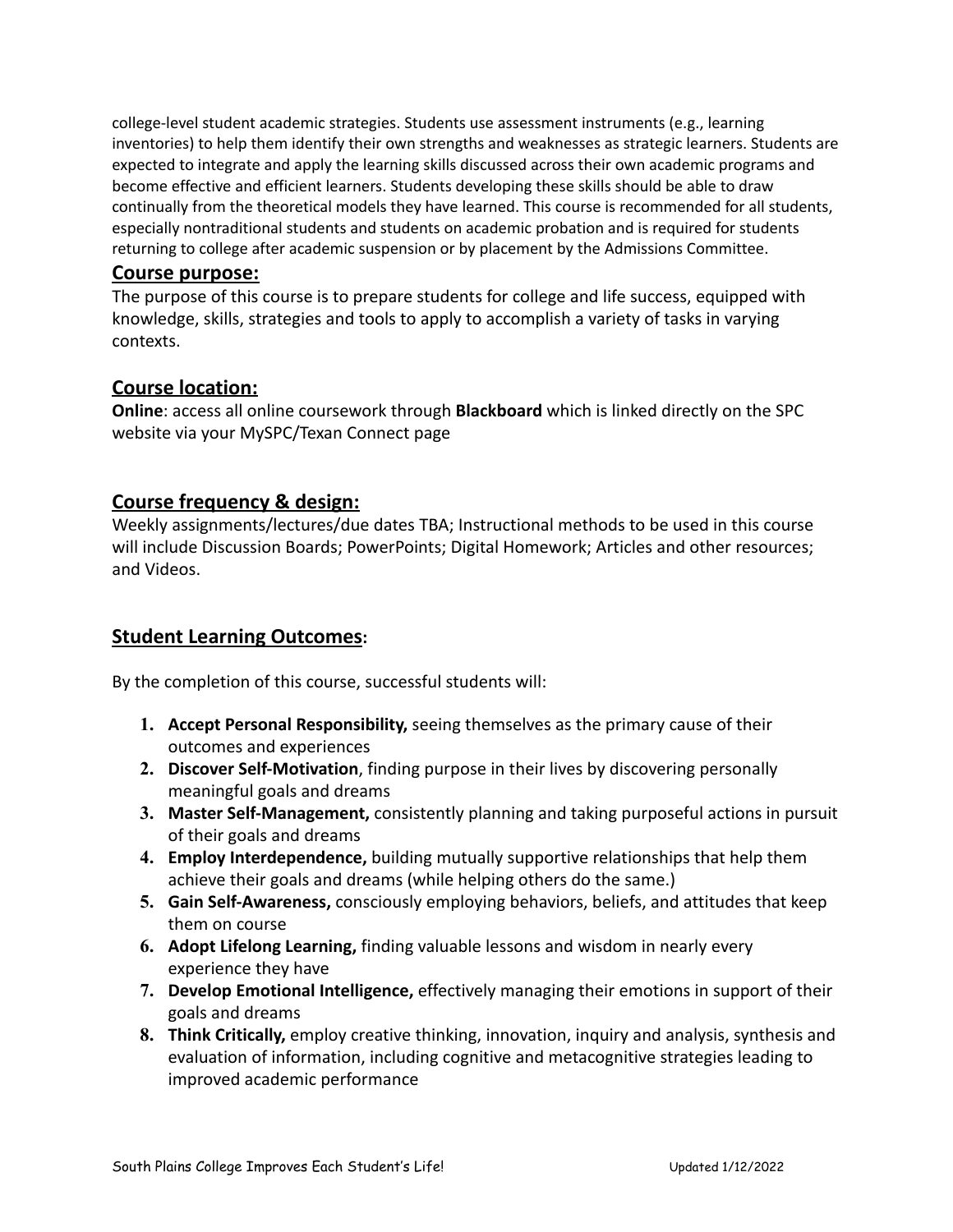college-level student academic strategies. Students use assessment instruments (e.g., learning inventories) to help them identify their own strengths and weaknesses as strategic learners. Students are expected to integrate and apply the learning skills discussed across their own academic programs and become effective and efficient learners. Students developing these skills should be able to draw continually from the theoretical models they have learned. This course is recommended for all students, especially nontraditional students and students on academic probation and is required for students returning to college after academic suspension or by placement by the Admissions Committee.

## Course purpose:

The purpose of this course is to prepare students for college and life success, equipped with knowledge, skills, strategies and tools to apply to accomplish a variety of tasks in varying contexts.

## Course location:

**Online**: access all online coursework through **Blackboard** which is linked directly on the SPC website via your MySPC/Texan Connect page

## Course frequency & design:

Weekly assignments/lectures/due dates TBA; Instructional methods to be used in this course will include Discussion Boards; PowerPoints; Digital Homework; Articles and other resources; and Videos.

## Student Learning Outcomes:

By the completion of this course, successful students will:

1. **Accept Personal Responsibility,** seeing themselves as the primary cause of their outcomes and experiences
2. **Discover Self-Motivation**, finding purpose in their lives by discovering personally meaningful goals and dreams
3. **Master Self-Management,** consistently planning and taking purposeful actions in pursuit of their goals and dreams
4. **Employ Interdependence,** building mutually supportive relationships that help them achieve their goals and dreams (while helping others do the same.)
5. **Gain Self-Awareness,** consciously employing behaviors, beliefs, and attitudes that keep them on course
6. **Adopt Lifelong Learning,** finding valuable lessons and wisdom in nearly every experience they have
7. **Develop Emotional Intelligence,** effectively managing their emotions in support of their goals and dreams
8. **Think Critically,** employ creative thinking, innovation, inquiry and analysis, synthesis and evaluation of information, including cognitive and metacognitive strategies leading to improved academic performance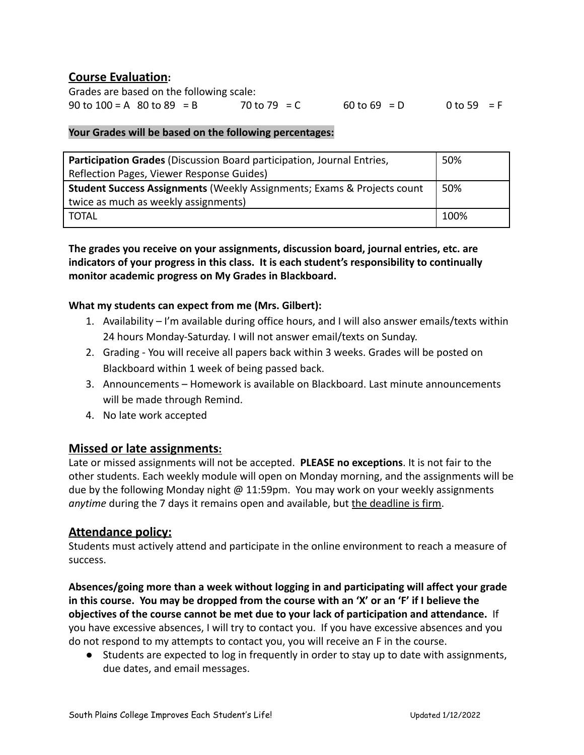## **Course Evaluation:**

Grades are based on the following scale:

90 to 100 = A   80 to 89 = B   70 to 79 = C   60 to 69 = D   0 to 59 = F

**Your Grades will be based on the following percentages:**

| | |
|---|---|
| **Participation Grades** (Discussion Board participation, Journal Entries, Reflection Pages, Viewer Response Guides) | 50% |
| **Student Success Assignments** (Weekly Assignments; Exams & Projects count twice as much as weekly assignments) | 50% |
| TOTAL | 100% |

**The grades you receive on your assignments, discussion board, journal entries, etc. are indicators of your progress in this class. It is each student's responsibility to continually monitor academic progress on My Grades in Blackboard.**

**What my students can expect from me (Mrs. Gilbert):**

1. Availability – I'm available during office hours, and I will also answer emails/texts within 24 hours Monday-Saturday. I will not answer email/texts on Sunday.
2. Grading - You will receive all papers back within 3 weeks. Grades will be posted on Blackboard within 1 week of being passed back.
3. Announcements – Homework is available on Blackboard. Last minute announcements will be made through Remind.
4. No late work accepted

## **Missed or late assignments:**

Late or missed assignments will not be accepted. **PLEASE no exceptions**. It is not fair to the other students. Each weekly module will open on Monday morning, and the assignments will be due by the following Monday night @ 11:59pm. You may work on your weekly assignments *anytime* during the 7 days it remains open and available, but <u>the deadline is firm</u>.

## **Attendance policy:**

Students must actively attend and participate in the online environment to reach a measure of success.

**Absences/going more than a week without logging in and participating will affect your grade in this course. You may be dropped from the course with an 'X' or an 'F' if I believe the objectives of the course cannot be met due to your lack of participation and attendance.** If you have excessive absences, I will try to contact you. If you have excessive absences and you do not respond to my attempts to contact you, you will receive an F in the course.

- Students are expected to log in frequently in order to stay up to date with assignments, due dates, and email messages.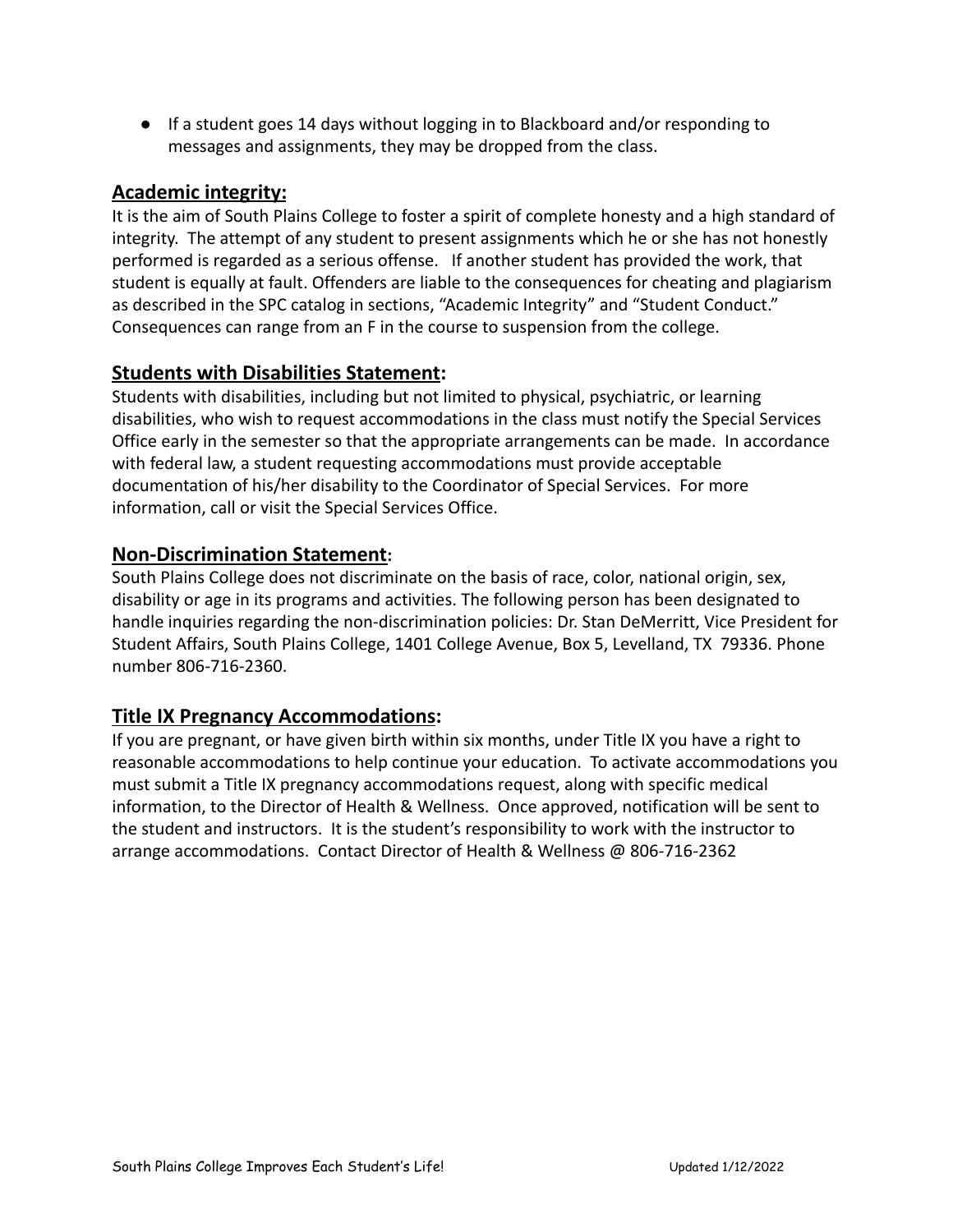- If a student goes 14 days without logging in to Blackboard and/or responding to messages and assignments, they may be dropped from the class.

## Academic integrity:

It is the aim of South Plains College to foster a spirit of complete honesty and a high standard of integrity. The attempt of any student to present assignments which he or she has not honestly performed is regarded as a serious offense. If another student has provided the work, that student is equally at fault. Offenders are liable to the consequences for cheating and plagiarism as described in the SPC catalog in sections, "Academic Integrity" and "Student Conduct." Consequences can range from an F in the course to suspension from the college.

## Students with Disabilities Statement:

Students with disabilities, including but not limited to physical, psychiatric, or learning disabilities, who wish to request accommodations in the class must notify the Special Services Office early in the semester so that the appropriate arrangements can be made. In accordance with federal law, a student requesting accommodations must provide acceptable documentation of his/her disability to the Coordinator of Special Services. For more information, call or visit the Special Services Office.

## Non-Discrimination Statement:

South Plains College does not discriminate on the basis of race, color, national origin, sex, disability or age in its programs and activities. The following person has been designated to handle inquiries regarding the non-discrimination policies: Dr. Stan DeMerritt, Vice President for Student Affairs, South Plains College, 1401 College Avenue, Box 5, Levelland, TX 79336. Phone number 806-716-2360.

## Title IX Pregnancy Accommodations:

If you are pregnant, or have given birth within six months, under Title IX you have a right to reasonable accommodations to help continue your education. To activate accommodations you must submit a Title IX pregnancy accommodations request, along with specific medical information, to the Director of Health & Wellness. Once approved, notification will be sent to the student and instructors. It is the student's responsibility to work with the instructor to arrange accommodations. Contact Director of Health & Wellness @ 806-716-2362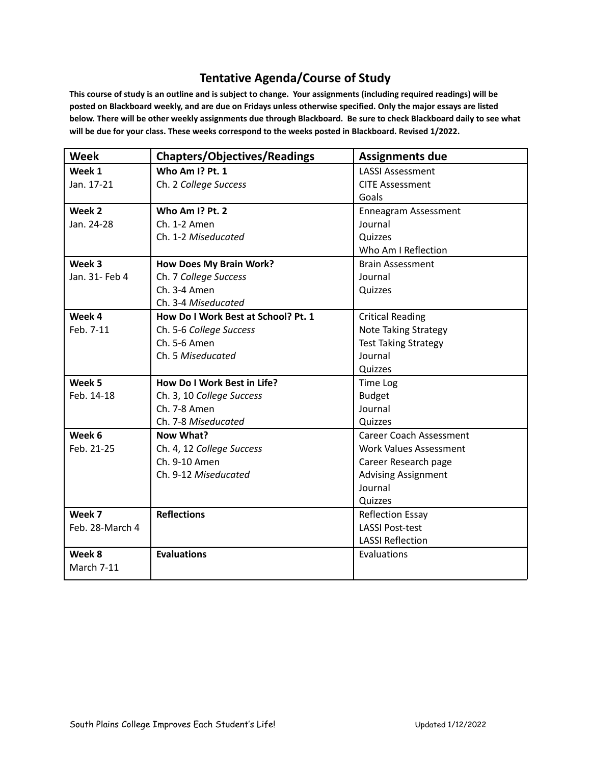# Tentative Agenda/Course of Study

**This course of study is an outline and is subject to change. Your assignments (including required readings) will be posted on Blackboard weekly, and are due on Fridays unless otherwise specified. Only the major essays are listed below. There will be other weekly assignments due through Blackboard. Be sure to check Blackboard daily to see what will be due for your class. These weeks correspond to the weeks posted in Blackboard. Revised 1/2022.**

| Week | Chapters/Objectives/Readings | Assignments due |
|---|---|---|
| **Week 1**<br>Jan. 17-21 | **Who Am I? Pt. 1**<br>Ch. 2 *College Success* | LASSI Assessment<br>CITE Assessment<br>Goals |
| **Week 2**<br>Jan. 24-28 | **Who Am I? Pt. 2**<br>Ch. 1-2 Amen<br>Ch. 1-2 *Miseducated* | Enneagram Assessment<br>Journal<br>Quizzes<br>Who Am I Reflection |
| **Week 3**<br>Jan. 31- Feb 4 | **How Does My Brain Work?**<br>Ch. 7 *College Success*<br>Ch. 3-4 Amen<br>Ch. 3-4 *Miseducated* | Brain Assessment<br>Journal<br>Quizzes |
| **Week 4**<br>Feb. 7-11 | **How Do I Work Best at School? Pt. 1**<br>Ch. 5-6 *College Success*<br>Ch. 5-6 Amen<br>Ch. 5 *Miseducated* | Critical Reading<br>Note Taking Strategy<br>Test Taking Strategy<br>Journal<br>Quizzes |
| **Week 5**<br>Feb. 14-18 | **How Do I Work Best in Life?**<br>Ch. 3, 10 *College Success*<br>Ch. 7-8 Amen<br>Ch. 7-8 *Miseducated* | Time Log<br>Budget<br>Journal<br>Quizzes |
| **Week 6**<br>Feb. 21-25 | **Now What?**<br>Ch. 4, 12 *College Success*<br>Ch. 9-10 Amen<br>Ch. 9-12 *Miseducated* | Career Coach Assessment<br>Work Values Assessment<br>Career Research page<br>Advising Assignment<br>Journal<br>Quizzes |
| **Week 7**<br>Feb. 28-March 4 | **Reflections** | Reflection Essay<br>LASSI Post-test<br>LASSI Reflection |
| **Week 8**<br>March 7-11 | **Evaluations** | Evaluations |